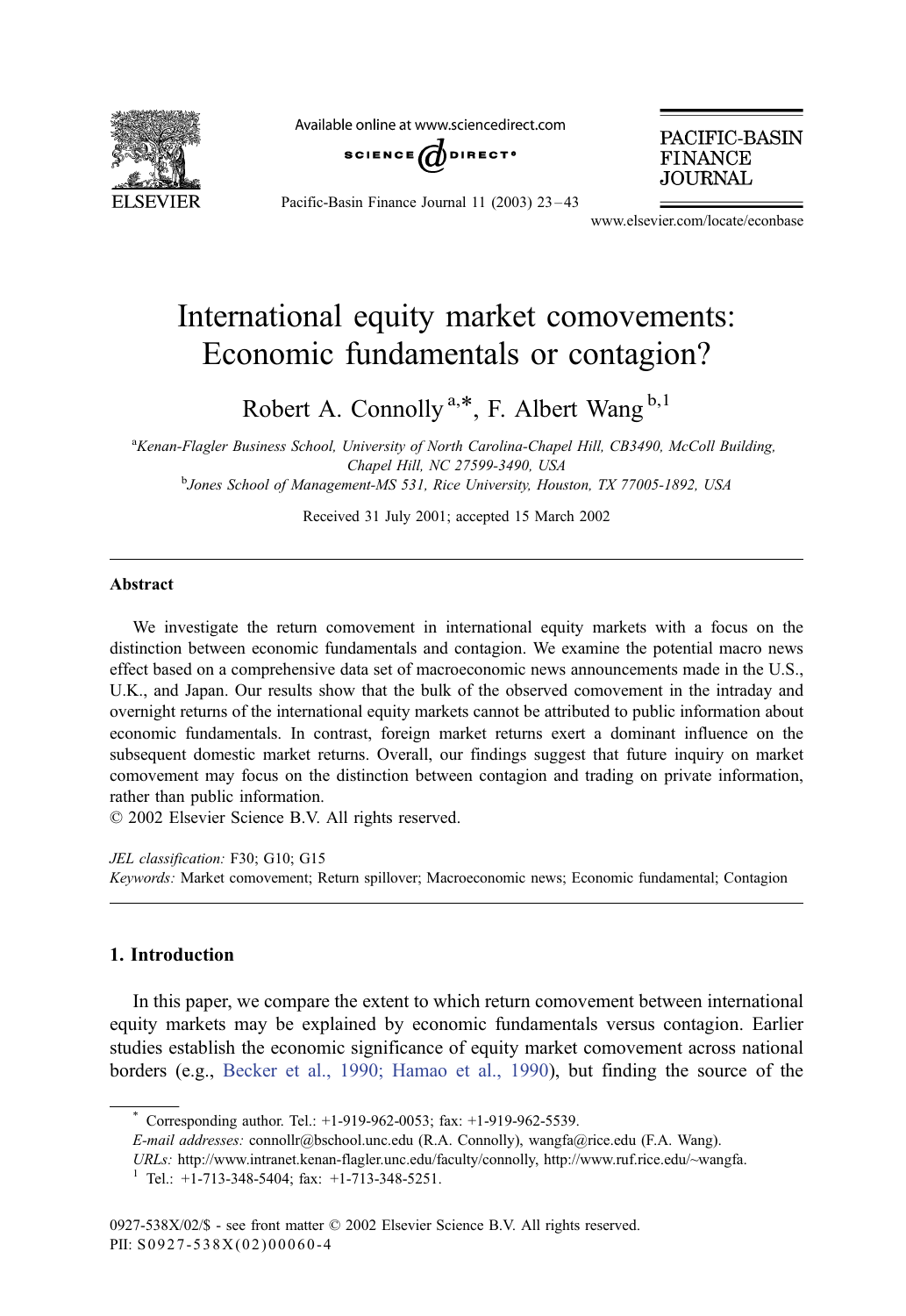# International equity market comovements: Economic fundamentals or contagion?

Robert A. Connolly [a,*], F. Albert Wang [b,1]

[a] Kenan-Flagler Business School, University of North Carolina-Chapel Hill, CB3490, McColl Building, Chapel Hill, NC 27599-3490, USA

[b] Jones School of Management-MS 531, Rice University, Houston, TX 77005-1892, USA

Received 31 July 2001; accepted 15 March 2002

---

## Abstract

We investigate the return comovement in international equity markets with a focus on the distinction between economic fundamentals and contagion. We examine the potential macro news effect based on a comprehensive data set of macroeconomic news announcements made in the U.S., U.K., and Japan. Our results show that the bulk of the observed comovement in the intraday and overnight returns of the international equity markets cannot be attributed to public information about economic fundamentals. In contrast, foreign market returns exert a dominant influence on the subsequent domestic market returns. Overall, our findings suggest that future inquiry on market comovement may focus on the distinction between contagion and trading on private information, rather than public information.

© 2002 Elsevier Science B.V. All rights reserved.

*JEL classification:* F30; G10; G15

*Keywords:* Market comovement; Return spillover; Macroeconomic news; Economic fundamental; Contagion

---

## 1. Introduction

In this paper, we compare the extent to which return comovement between international equity markets may be explained by economic fundamentals versus contagion. Earlier studies establish the economic significance of equity market comovement across national borders (e.g., Becker et al., 1990; Hamao et al., 1990), but finding the source of the

---

* Corresponding author. Tel.: +1-919-962-0053; fax: +1-919-962-5539.

*E-mail addresses:* connollr@bschool.unc.edu (R.A. Connolly), wangfa@rice.edu (F.A. Wang).

*URLs:* http://www.intranet.kenan-flagler.unc.edu/faculty/connolly, http://www.ruf.rice.edu/~wangfa.

[1] Tel.: +1-713-348-5404; fax: +1-713-348-5251.

0927-538X/02/$ - see front matter © 2002 Elsevier Science B.V. All rights reserved.
PII: S0927-538X(02)00060-4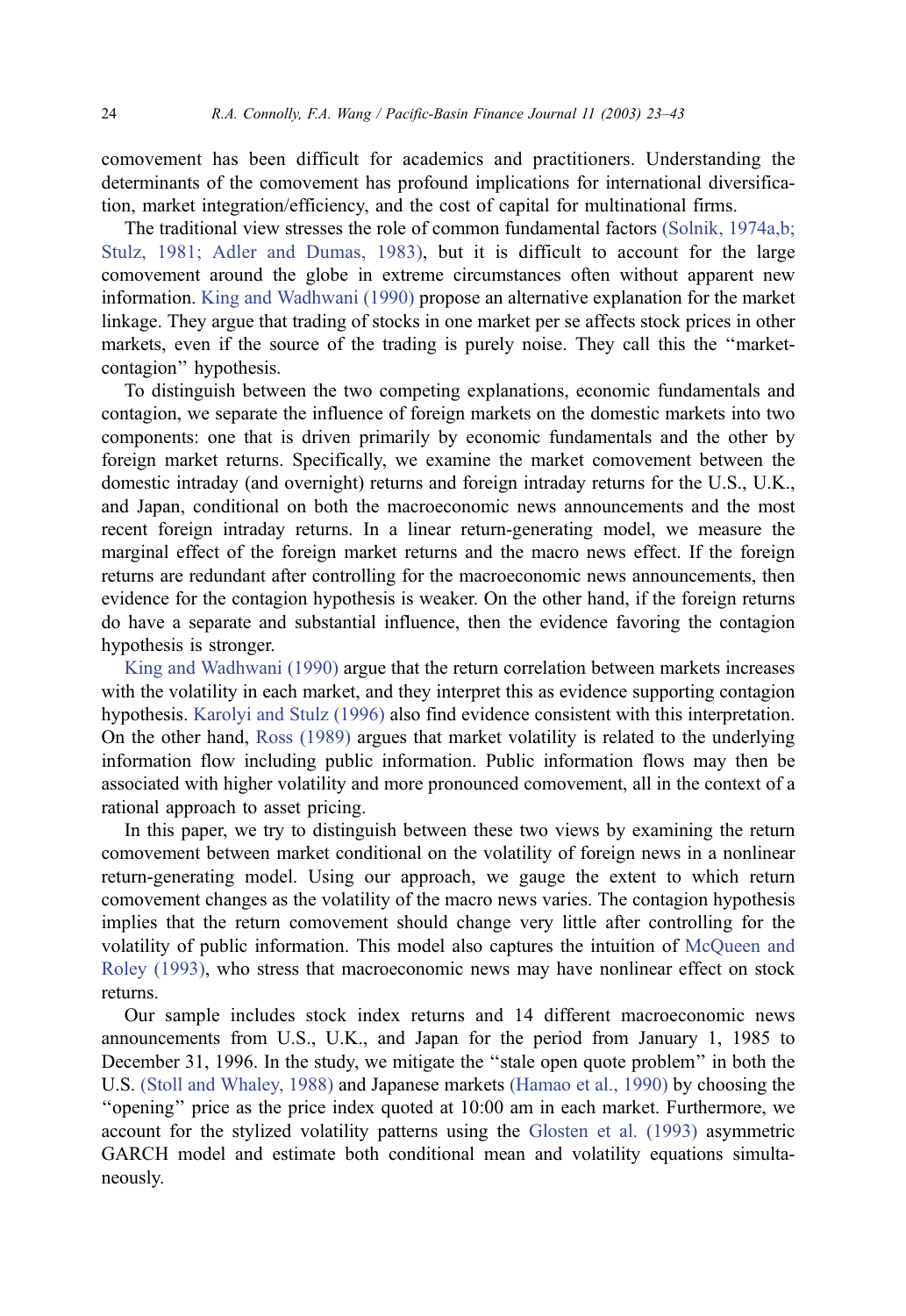comovement has been difficult for academics and practitioners. Understanding the determinants of the comovement has profound implications for international diversification, market integration/efficiency, and the cost of capital for multinational firms.

The traditional view stresses the role of common fundamental factors (Solnik, 1974a,b; Stulz, 1981; Adler and Dumas, 1983), but it is difficult to account for the large comovement around the globe in extreme circumstances often without apparent new information. King and Wadhwani (1990) propose an alternative explanation for the market linkage. They argue that trading of stocks in one market per se affects stock prices in other markets, even if the source of the trading is purely noise. They call this the ''market-contagion'' hypothesis.

To distinguish between the two competing explanations, economic fundamentals and contagion, we separate the influence of foreign markets on the domestic markets into two components: one that is driven primarily by economic fundamentals and the other by foreign market returns. Specifically, we examine the market comovement between the domestic intraday (and overnight) returns and foreign intraday returns for the U.S., U.K., and Japan, conditional on both the macroeconomic news announcements and the most recent foreign intraday returns. In a linear return-generating model, we measure the marginal effect of the foreign market returns and the macro news effect. If the foreign returns are redundant after controlling for the macroeconomic news announcements, then evidence for the contagion hypothesis is weaker. On the other hand, if the foreign returns do have a separate and substantial influence, then the evidence favoring the contagion hypothesis is stronger.

King and Wadhwani (1990) argue that the return correlation between markets increases with the volatility in each market, and they interpret this as evidence supporting contagion hypothesis. Karolyi and Stulz (1996) also find evidence consistent with this interpretation. On the other hand, Ross (1989) argues that market volatility is related to the underlying information flow including public information. Public information flows may then be associated with higher volatility and more pronounced comovement, all in the context of a rational approach to asset pricing.

In this paper, we try to distinguish between these two views by examining the return comovement between market conditional on the volatility of foreign news in a nonlinear return-generating model. Using our approach, we gauge the extent to which return comovement changes as the volatility of the macro news varies. The contagion hypothesis implies that the return comovement should change very little after controlling for the volatility of public information. This model also captures the intuition of McQueen and Roley (1993), who stress that macroeconomic news may have nonlinear effect on stock returns.

Our sample includes stock index returns and 14 different macroeconomic news announcements from U.S., U.K., and Japan for the period from January 1, 1985 to December 31, 1996. In the study, we mitigate the ''stale open quote problem'' in both the U.S. (Stoll and Whaley, 1988) and Japanese markets (Hamao et al., 1990) by choosing the ''opening'' price as the price index quoted at 10:00 am in each market. Furthermore, we account for the stylized volatility patterns using the Glosten et al. (1993) asymmetric GARCH model and estimate both conditional mean and volatility equations simultaneously.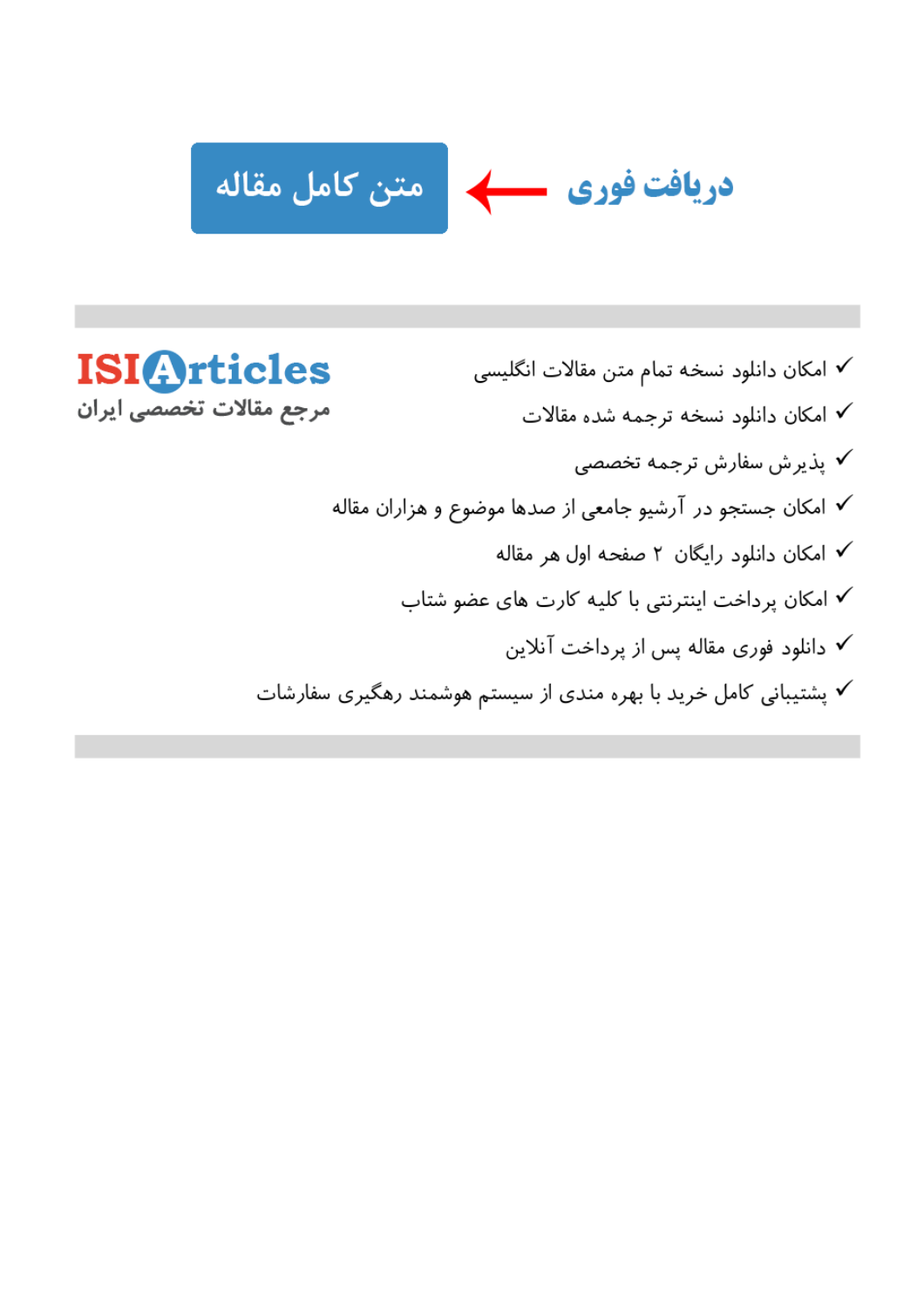دریافت فوری ← **متن کامل مقاله**

**ISIArticles**
مرجع مقالات تخصصی ایران

- ✓ امکان دانلود نسخه تمام متن مقالات انگلیسی
- ✓ امکان دانلود نسخه ترجمه شده مقالات
- ✓ پذیرش سفارش ترجمه تخصصی
- ✓ امکان جستجو در آرشیو جامعی از صدها موضوع و هزاران مقاله
- ✓ امکان دانلود رایگان ۲ صفحه اول هر مقاله
- ✓ امکان پرداخت اینترنتی با کلیه کارت های عضو شتاب
- ✓ دانلود فوری مقاله پس از پرداخت آنلاین
- ✓ پشتیبانی کامل خرید با بهره مندی از سیستم هوشمند رهگیری سفارشات